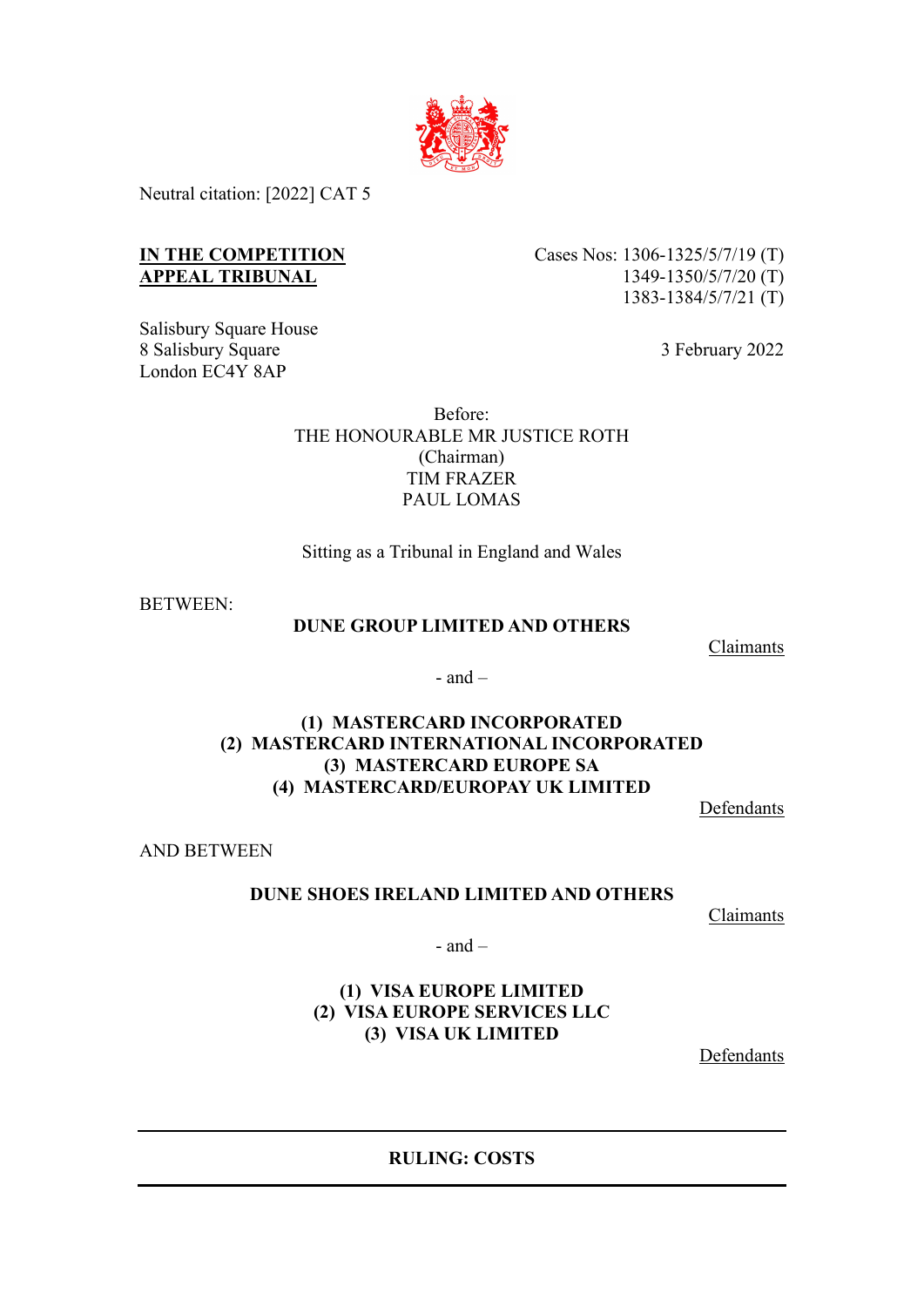Neutral citation: [2022] CAT 5

**IN THE COMPETITION APPEAL TRIBUNAL**

Cases Nos: 1306-1325/5/7/19 (T)
1349-1350/5/7/20 (T)
1383-1384/5/7/21 (T)

Salisbury Square House
8 Salisbury Square
London EC4Y 8AP

3 February 2022

Before:

THE HONOURABLE MR JUSTICE ROTH
(Chairman)
TIM FRAZER
PAUL LOMAS

Sitting as a Tribunal in England and Wales

BETWEEN:

**DUNE GROUP LIMITED AND OTHERS**

Claimants

\- and –

**(1) MASTERCARD INCORPORATED**
**(2) MASTERCARD INTERNATIONAL INCORPORATED**
**(3) MASTERCARD EUROPE SA**
**(4) MASTERCARD/EUROPAY UK LIMITED**

Defendants

AND BETWEEN

**DUNE SHOES IRELAND LIMITED AND OTHERS**

Claimants

\- and –

**(1) VISA EUROPE LIMITED**
**(2) VISA EUROPE SERVICES LLC**
**(3) VISA UK LIMITED**

Defendants

---

**RULING: COSTS**

---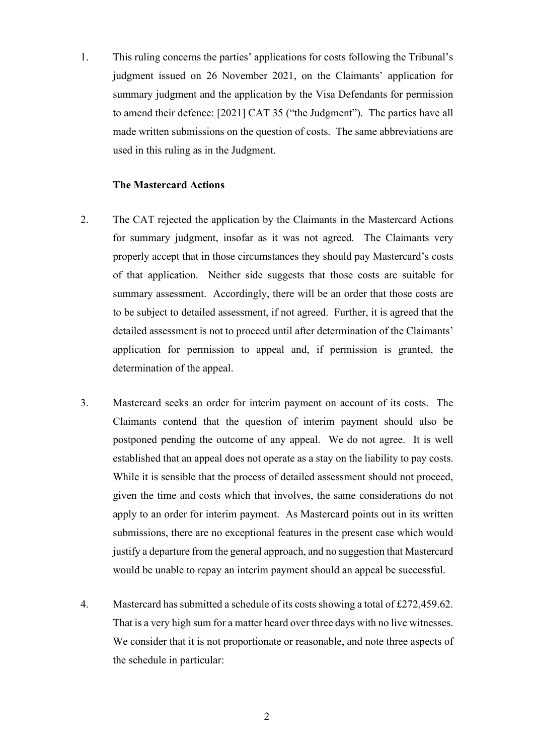1. This ruling concerns the parties' applications for costs following the Tribunal's judgment issued on 26 November 2021, on the Claimants' application for summary judgment and the application by the Visa Defendants for permission to amend their defence: [2021] CAT 35 ("the Judgment"). The parties have all made written submissions on the question of costs. The same abbreviations are used in this ruling as in the Judgment.

**The Mastercard Actions**

2. The CAT rejected the application by the Claimants in the Mastercard Actions for summary judgment, insofar as it was not agreed. The Claimants very properly accept that in those circumstances they should pay Mastercard's costs of that application. Neither side suggests that those costs are suitable for summary assessment. Accordingly, there will be an order that those costs are to be subject to detailed assessment, if not agreed. Further, it is agreed that the detailed assessment is not to proceed until after determination of the Claimants' application for permission to appeal and, if permission is granted, the determination of the appeal.

3. Mastercard seeks an order for interim payment on account of its costs. The Claimants contend that the question of interim payment should also be postponed pending the outcome of any appeal. We do not agree. It is well established that an appeal does not operate as a stay on the liability to pay costs. While it is sensible that the process of detailed assessment should not proceed, given the time and costs which that involves, the same considerations do not apply to an order for interim payment. As Mastercard points out in its written submissions, there are no exceptional features in the present case which would justify a departure from the general approach, and no suggestion that Mastercard would be unable to repay an interim payment should an appeal be successful.

4. Mastercard has submitted a schedule of its costs showing a total of £272,459.62. That is a very high sum for a matter heard over three days with no live witnesses. We consider that it is not proportionate or reasonable, and note three aspects of the schedule in particular: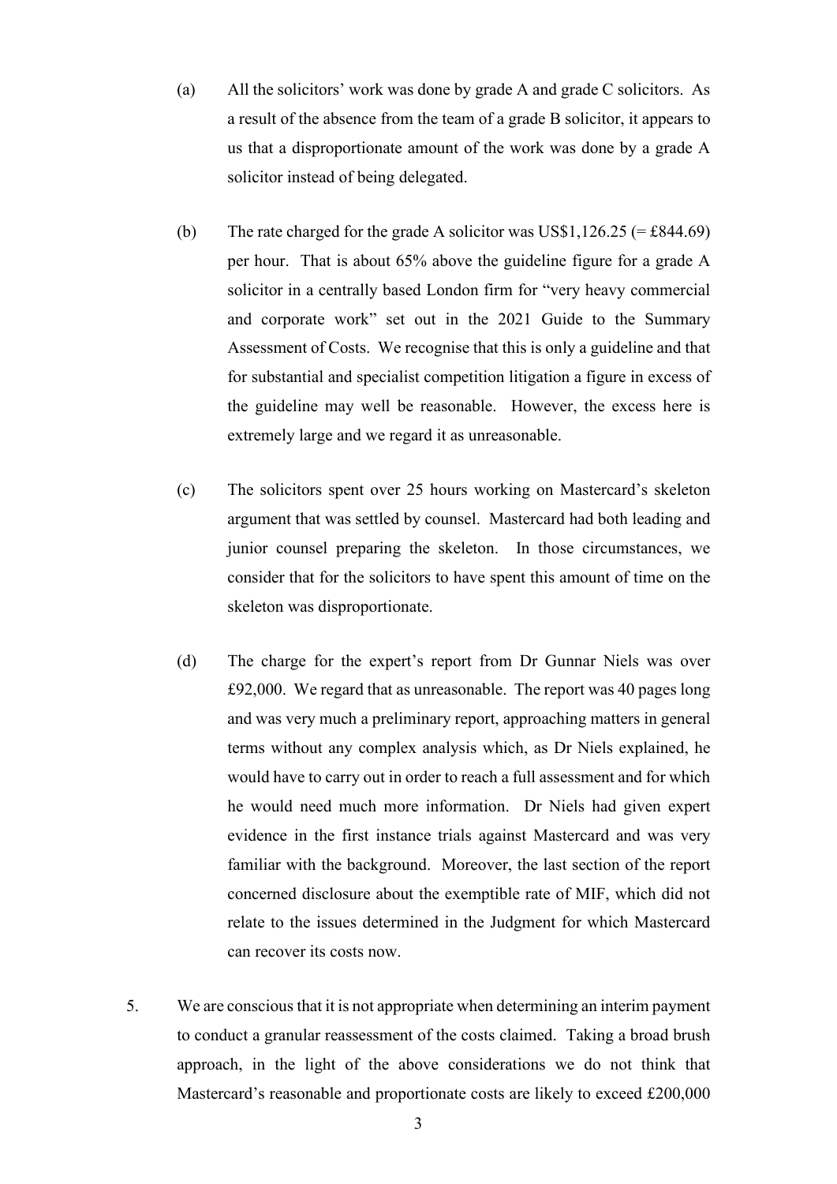(a) All the solicitors' work was done by grade A and grade C solicitors. As a result of the absence from the team of a grade B solicitor, it appears to us that a disproportionate amount of the work was done by a grade A solicitor instead of being delegated.

(b) The rate charged for the grade A solicitor was US$1,126.25 (= £844.69) per hour. That is about 65% above the guideline figure for a grade A solicitor in a centrally based London firm for "very heavy commercial and corporate work" set out in the 2021 Guide to the Summary Assessment of Costs. We recognise that this is only a guideline and that for substantial and specialist competition litigation a figure in excess of the guideline may well be reasonable. However, the excess here is extremely large and we regard it as unreasonable.

(c) The solicitors spent over 25 hours working on Mastercard's skeleton argument that was settled by counsel. Mastercard had both leading and junior counsel preparing the skeleton. In those circumstances, we consider that for the solicitors to have spent this amount of time on the skeleton was disproportionate.

(d) The charge for the expert's report from Dr Gunnar Niels was over £92,000. We regard that as unreasonable. The report was 40 pages long and was very much a preliminary report, approaching matters in general terms without any complex analysis which, as Dr Niels explained, he would have to carry out in order to reach a full assessment and for which he would need much more information. Dr Niels had given expert evidence in the first instance trials against Mastercard and was very familiar with the background. Moreover, the last section of the report concerned disclosure about the exemptible rate of MIF, which did not relate to the issues determined in the Judgment for which Mastercard can recover its costs now.

5. We are conscious that it is not appropriate when determining an interim payment to conduct a granular reassessment of the costs claimed. Taking a broad brush approach, in the light of the above considerations we do not think that Mastercard's reasonable and proportionate costs are likely to exceed £200,000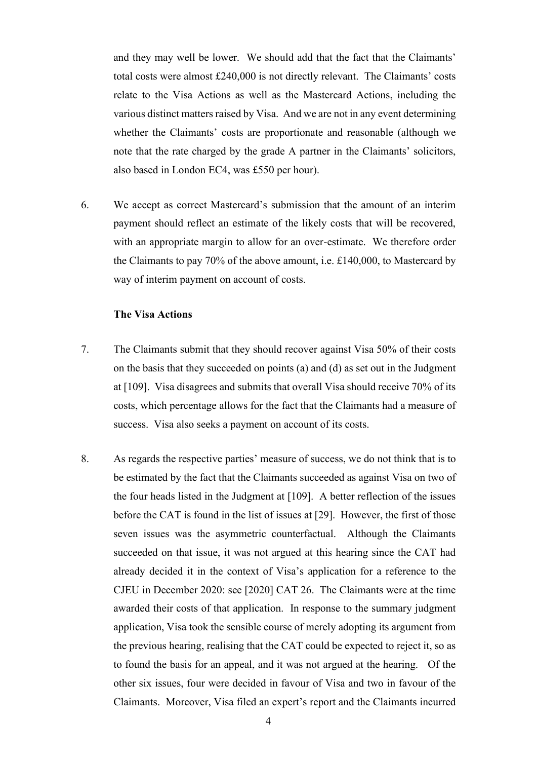and they may well be lower. We should add that the fact that the Claimants' total costs were almost £240,000 is not directly relevant. The Claimants' costs relate to the Visa Actions as well as the Mastercard Actions, including the various distinct matters raised by Visa. And we are not in any event determining whether the Claimants' costs are proportionate and reasonable (although we note that the rate charged by the grade A partner in the Claimants' solicitors, also based in London EC4, was £550 per hour).

6. We accept as correct Mastercard's submission that the amount of an interim payment should reflect an estimate of the likely costs that will be recovered, with an appropriate margin to allow for an over-estimate. We therefore order the Claimants to pay 70% of the above amount, i.e. £140,000, to Mastercard by way of interim payment on account of costs.

**The Visa Actions**

7. The Claimants submit that they should recover against Visa 50% of their costs on the basis that they succeeded on points (a) and (d) as set out in the Judgment at [109]. Visa disagrees and submits that overall Visa should receive 70% of its costs, which percentage allows for the fact that the Claimants had a measure of success. Visa also seeks a payment on account of its costs.

8. As regards the respective parties' measure of success, we do not think that is to be estimated by the fact that the Claimants succeeded as against Visa on two of the four heads listed in the Judgment at [109]. A better reflection of the issues before the CAT is found in the list of issues at [29]. However, the first of those seven issues was the asymmetric counterfactual. Although the Claimants succeeded on that issue, it was not argued at this hearing since the CAT had already decided it in the context of Visa's application for a reference to the CJEU in December 2020: see [2020] CAT 26. The Claimants were at the time awarded their costs of that application. In response to the summary judgment application, Visa took the sensible course of merely adopting its argument from the previous hearing, realising that the CAT could be expected to reject it, so as to found the basis for an appeal, and it was not argued at the hearing. Of the other six issues, four were decided in favour of Visa and two in favour of the Claimants. Moreover, Visa filed an expert's report and the Claimants incurred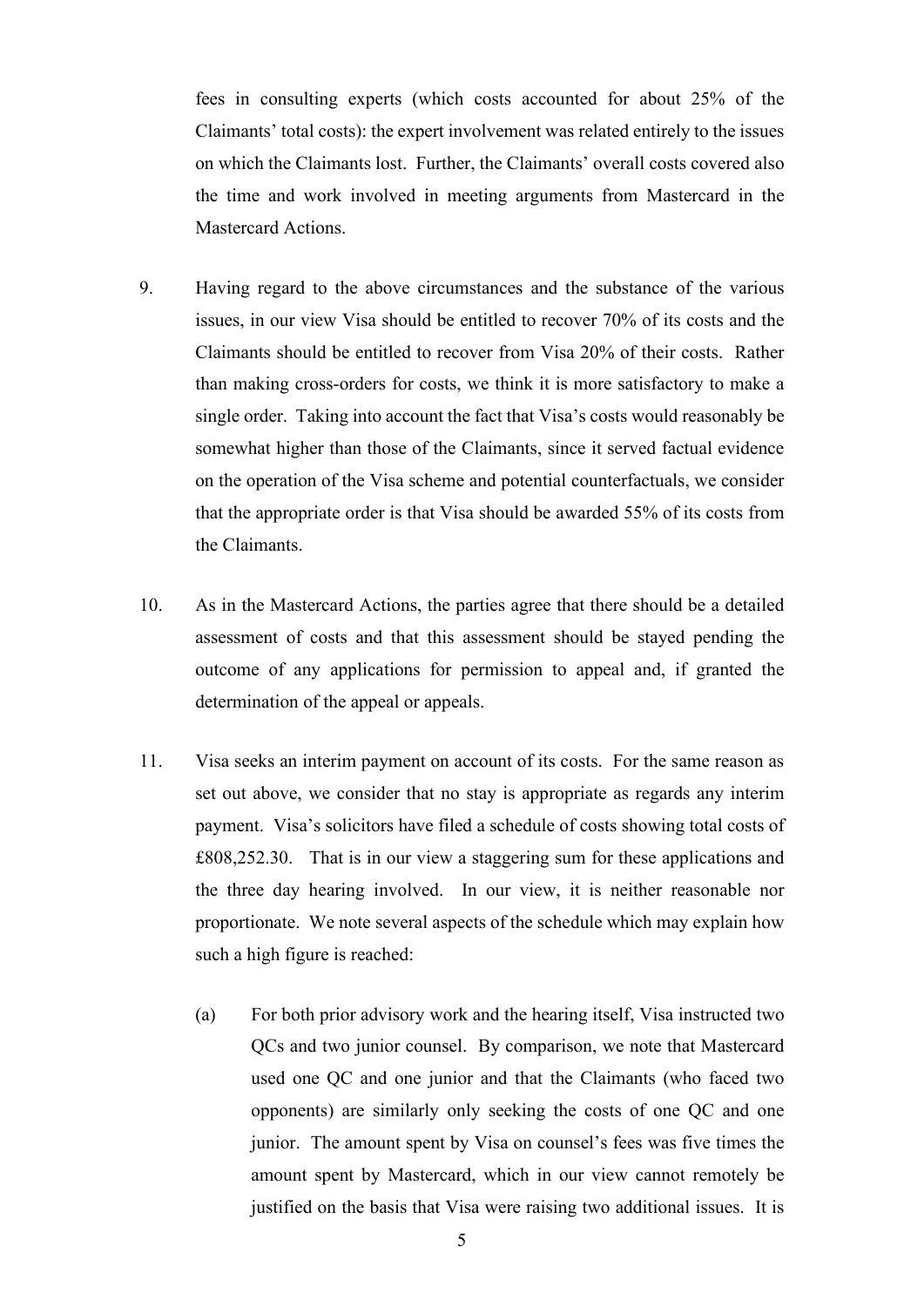fees in consulting experts (which costs accounted for about 25% of the Claimants' total costs): the expert involvement was related entirely to the issues on which the Claimants lost. Further, the Claimants' overall costs covered also the time and work involved in meeting arguments from Mastercard in the Mastercard Actions.

9. Having regard to the above circumstances and the substance of the various issues, in our view Visa should be entitled to recover 70% of its costs and the Claimants should be entitled to recover from Visa 20% of their costs. Rather than making cross-orders for costs, we think it is more satisfactory to make a single order. Taking into account the fact that Visa's costs would reasonably be somewhat higher than those of the Claimants, since it served factual evidence on the operation of the Visa scheme and potential counterfactuals, we consider that the appropriate order is that Visa should be awarded 55% of its costs from the Claimants.

10. As in the Mastercard Actions, the parties agree that there should be a detailed assessment of costs and that this assessment should be stayed pending the outcome of any applications for permission to appeal and, if granted the determination of the appeal or appeals.

11. Visa seeks an interim payment on account of its costs. For the same reason as set out above, we consider that no stay is appropriate as regards any interim payment. Visa's solicitors have filed a schedule of costs showing total costs of £808,252.30. That is in our view a staggering sum for these applications and the three day hearing involved. In our view, it is neither reasonable nor proportionate. We note several aspects of the schedule which may explain how such a high figure is reached:

    (a) For both prior advisory work and the hearing itself, Visa instructed two QCs and two junior counsel. By comparison, we note that Mastercard used one QC and one junior and that the Claimants (who faced two opponents) are similarly only seeking the costs of one QC and one junior. The amount spent by Visa on counsel's fees was five times the amount spent by Mastercard, which in our view cannot remotely be justified on the basis that Visa were raising two additional issues. It is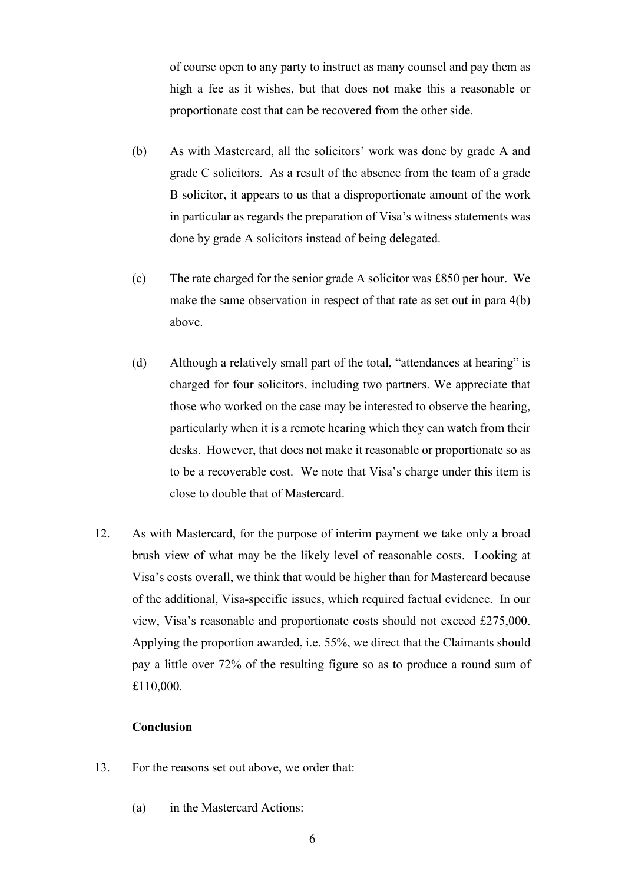of course open to any party to instruct as many counsel and pay them as high a fee as it wishes, but that does not make this a reasonable or proportionate cost that can be recovered from the other side.

(b) As with Mastercard, all the solicitors' work was done by grade A and grade C solicitors. As a result of the absence from the team of a grade B solicitor, it appears to us that a disproportionate amount of the work in particular as regards the preparation of Visa's witness statements was done by grade A solicitors instead of being delegated.

(c) The rate charged for the senior grade A solicitor was £850 per hour. We make the same observation in respect of that rate as set out in para 4(b) above.

(d) Although a relatively small part of the total, "attendances at hearing" is charged for four solicitors, including two partners. We appreciate that those who worked on the case may be interested to observe the hearing, particularly when it is a remote hearing which they can watch from their desks. However, that does not make it reasonable or proportionate so as to be a recoverable cost. We note that Visa's charge under this item is close to double that of Mastercard.

12. As with Mastercard, for the purpose of interim payment we take only a broad brush view of what may be the likely level of reasonable costs. Looking at Visa's costs overall, we think that would be higher than for Mastercard because of the additional, Visa-specific issues, which required factual evidence. In our view, Visa's reasonable and proportionate costs should not exceed £275,000. Applying the proportion awarded, i.e. 55%, we direct that the Claimants should pay a little over 72% of the resulting figure so as to produce a round sum of £110,000.

**Conclusion**

13. For the reasons set out above, we order that:

(a) in the Mastercard Actions: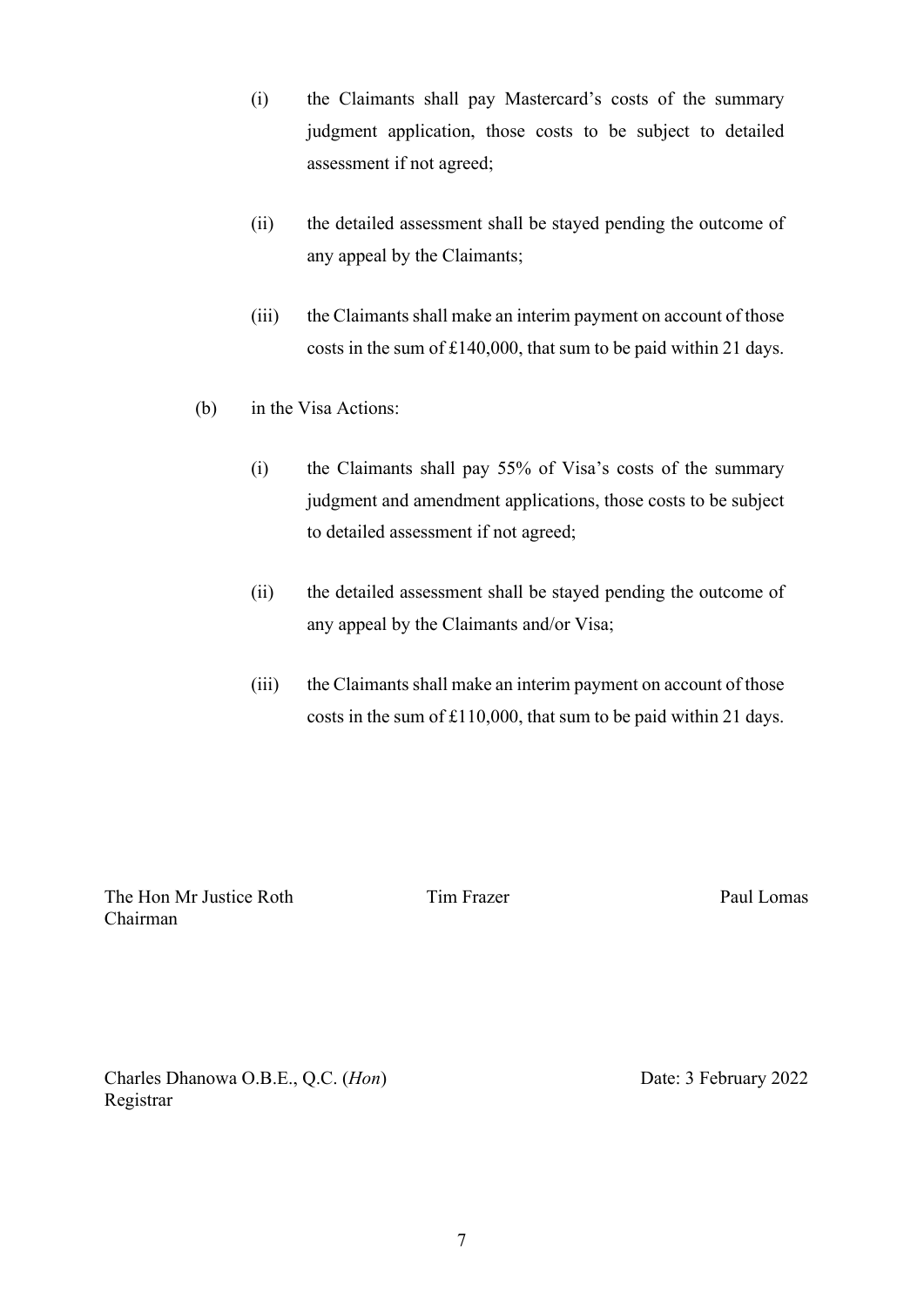(i) the Claimants shall pay Mastercard's costs of the summary judgment application, those costs to be subject to detailed assessment if not agreed;

(ii) the detailed assessment shall be stayed pending the outcome of any appeal by the Claimants;

(iii) the Claimants shall make an interim payment on account of those costs in the sum of £140,000, that sum to be paid within 21 days.

(b) in the Visa Actions:

(i) the Claimants shall pay 55% of Visa's costs of the summary judgment and amendment applications, those costs to be subject to detailed assessment if not agreed;

(ii) the detailed assessment shall be stayed pending the outcome of any appeal by the Claimants and/or Visa;

(iii) the Claimants shall make an interim payment on account of those costs in the sum of £110,000, that sum to be paid within 21 days.

The Hon Mr Justice Roth
Chairman

Tim Frazer

Paul Lomas

Charles Dhanowa O.B.E., Q.C. (*Hon*)
Registrar

Date: 3 February 2022